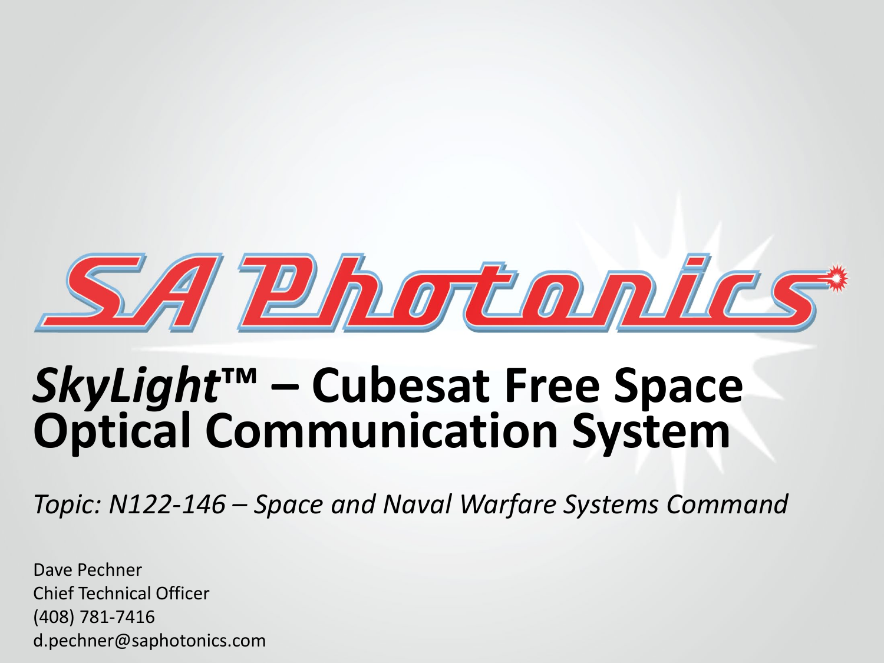SA Photonics

# *SkyLight*™ – Cubesat Free Space Optical Communication System

*Topic: N122-146 – Space and Naval Warfare Systems Command*

Dave Pechner
Chief Technical Officer
(408) 781-7416
d.pechner@saphotonics.com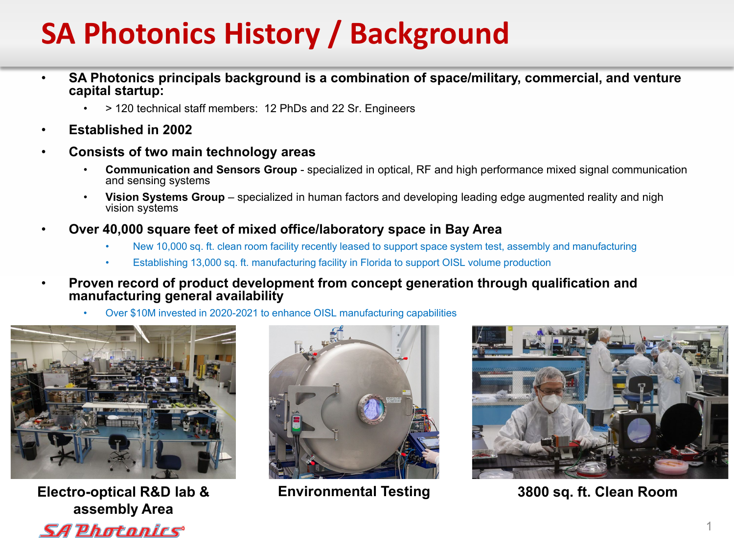# SA Photonics History / Background

- **SA Photonics principals background is a combination of space/military, commercial, and venture capital startup:**
  - > 120 technical staff members:  12 PhDs and 22 Sr. Engineers
- **Established in 2002**
- **Consists of two main technology areas**
  - **Communication and Sensors Group** - specialized in optical, RF and high performance mixed signal communication and sensing systems
  - **Vision Systems Group** – specialized in human factors and developing leading edge augmented reality and nigh vision systems
- **Over 40,000 square feet of mixed office/laboratory space in Bay Area**
  - New 10,000 sq. ft. clean room facility recently leased to support space system test, assembly and manufacturing
  - Establishing 13,000 sq. ft. manufacturing facility in Florida to support OISL volume production
- **Proven record of product development from concept generation through qualification and manufacturing general availability**
  - Over $10M invested in 2020-2021 to enhance OISL manufacturing capabilities

**Electro-optical R&D lab & assembly Area**

**Environmental Testing**

**3800 sq. ft. Clean Room**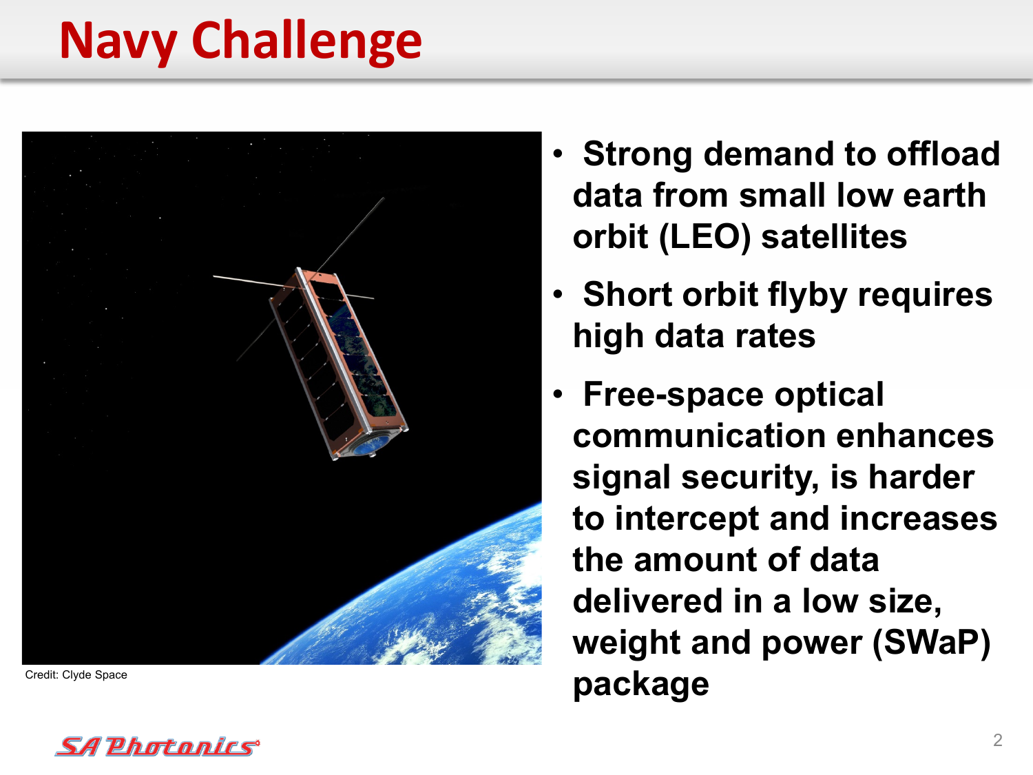# Navy Challenge

Credit: Clyde Space

- **Strong demand to offload data from small low earth orbit (LEO) satellites**
- **Short orbit flyby requires high data rates**
- **Free-space optical communication enhances signal security, is harder to intercept and increases the amount of data delivered in a low size, weight and power (SWaP) package**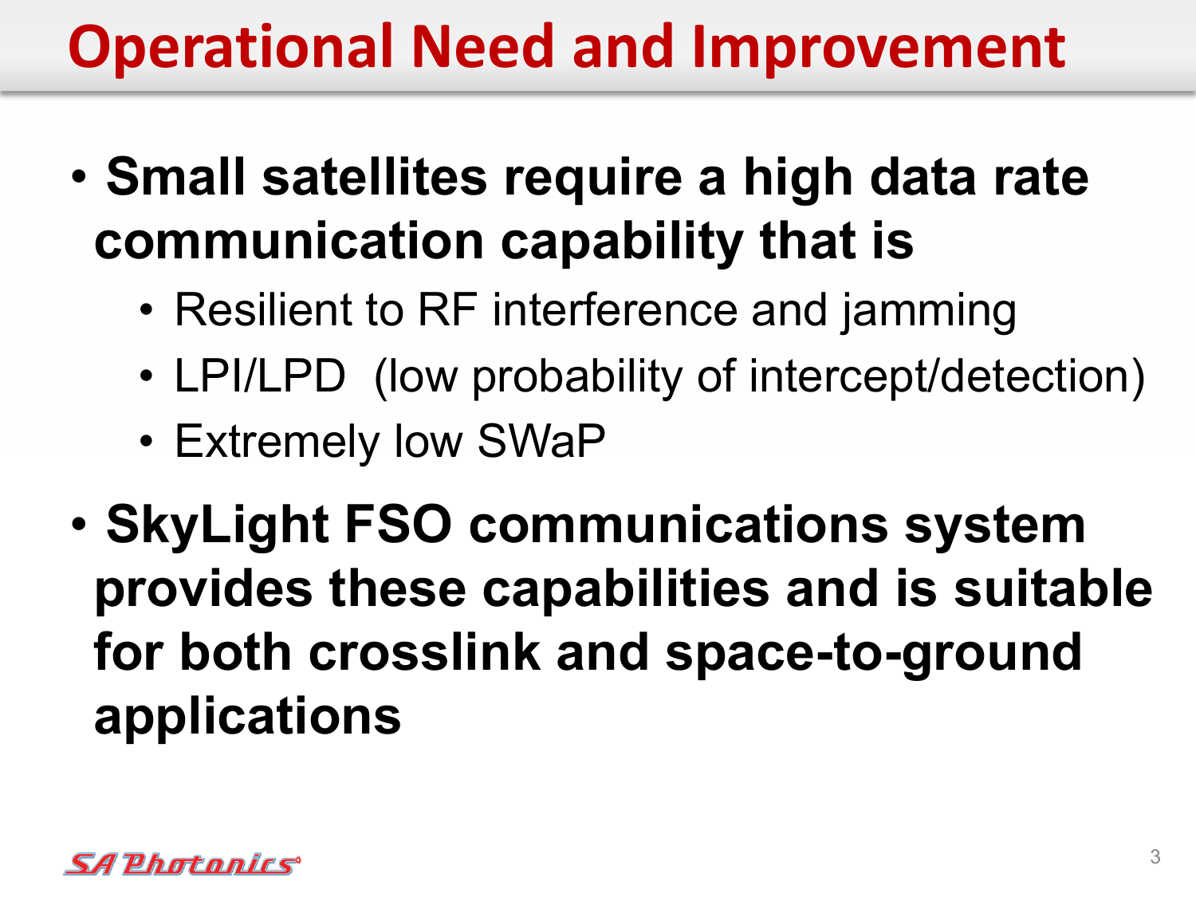# Operational Need and Improvement

- **Small satellites require a high data rate communication capability that is**
  - Resilient to RF interference and jamming
  - LPI/LPD (low probability of intercept/detection)
  - Extremely low SWaP
- **SkyLight FSO communications system provides these capabilities and is suitable for both crosslink and space-to-ground applications**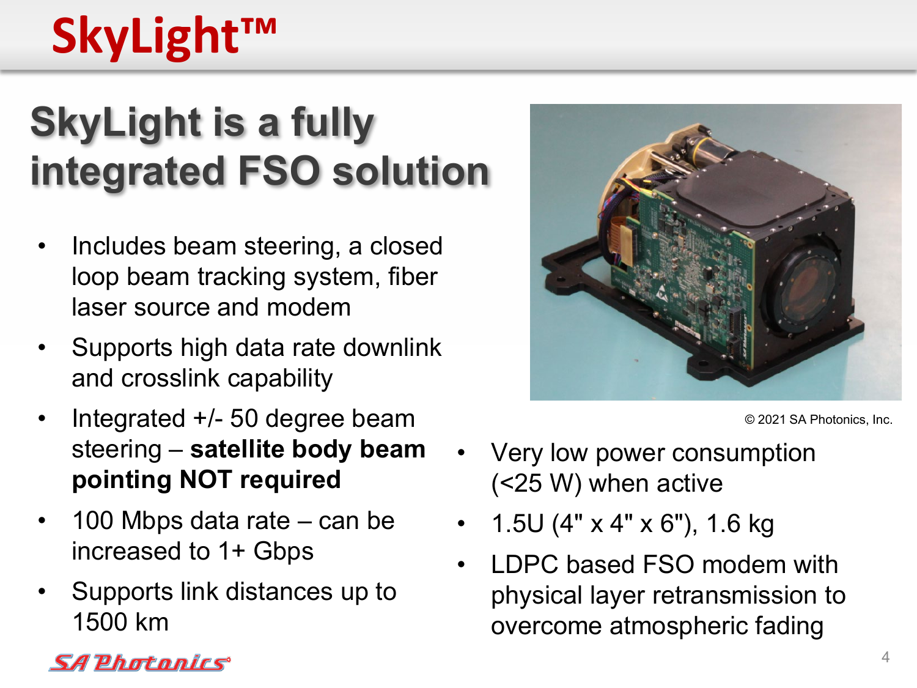# SkyLight™

## SkyLight is a fully integrated FSO solution

- Includes beam steering, a closed loop beam tracking system, fiber laser source and modem
- Supports high data rate downlink and crosslink capability
- Integrated +/- 50 degree beam steering – **satellite body beam pointing NOT required**
- 100 Mbps data rate – can be increased to 1+ Gbps
- Supports link distances up to 1500 km

© 2021 SA Photonics, Inc.

- Very low power consumption (<25 W) when active
- 1.5U (4" x 4" x 6"), 1.6 kg
- LDPC based FSO modem with physical layer retransmission to overcome atmospheric fading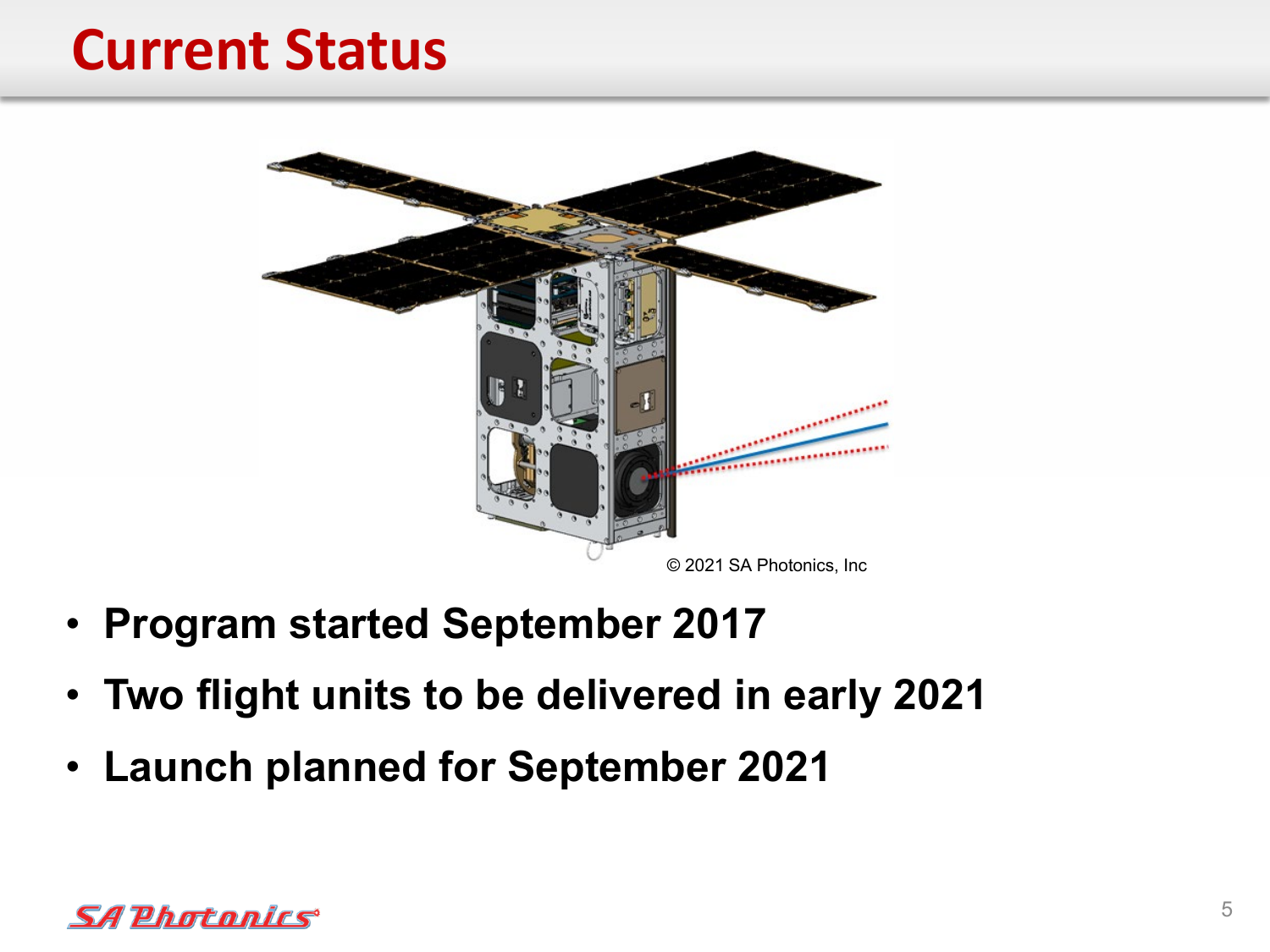# Current Status

© 2021 SA Photonics, Inc

- **Program started September 2017**
- **Two flight units to be delivered in early 2021**
- **Launch planned for September 2021**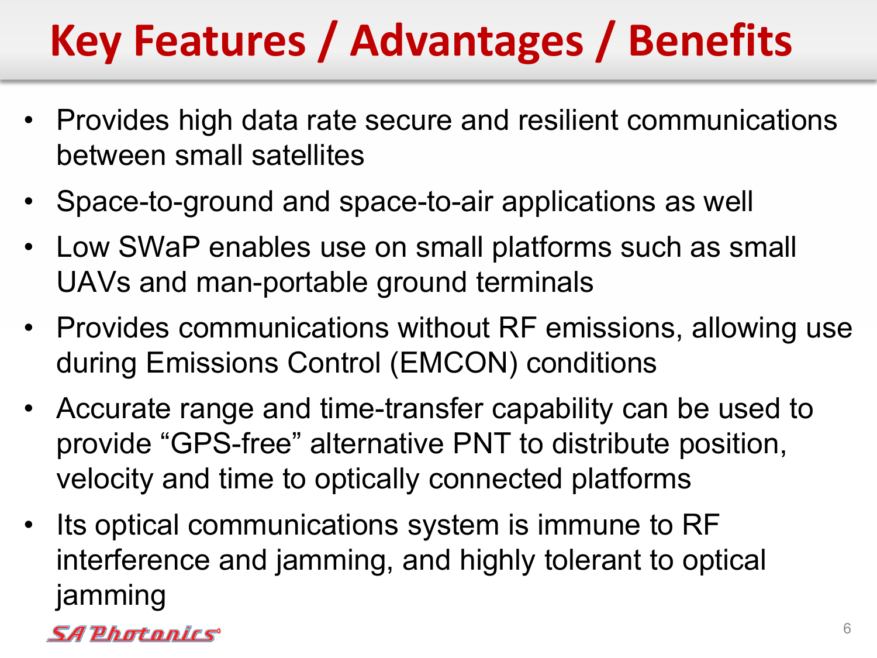# Key Features / Advantages / Benefits

- Provides high data rate secure and resilient communications between small satellites
- Space-to-ground and space-to-air applications as well
- Low SWaP enables use on small platforms such as small UAVs and man-portable ground terminals
- Provides communications without RF emissions, allowing use during Emissions Control (EMCON) conditions
- Accurate range and time-transfer capability can be used to provide “GPS-free” alternative PNT to distribute position, velocity and time to optically connected platforms
- Its optical communications system is immune to RF interference and jamming, and highly tolerant to optical jamming

SA Photonics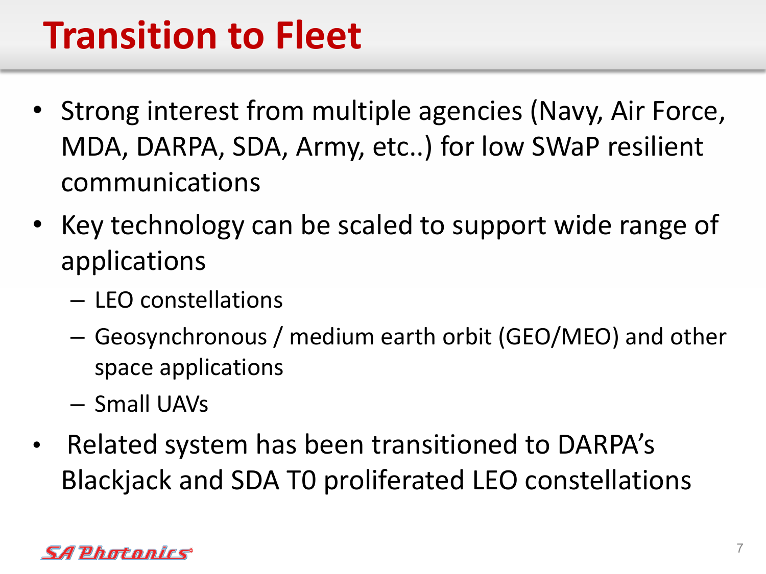# Transition to Fleet

- Strong interest from multiple agencies (Navy, Air Force, MDA, DARPA, SDA, Army, etc..) for low SWaP resilient communications
- Key technology can be scaled to support wide range of applications
  - LEO constellations
  - Geosynchronous / medium earth orbit (GEO/MEO) and other space applications
  - Small UAVs
- Related system has been transitioned to DARPA's Blackjack and SDA T0 proliferated LEO constellations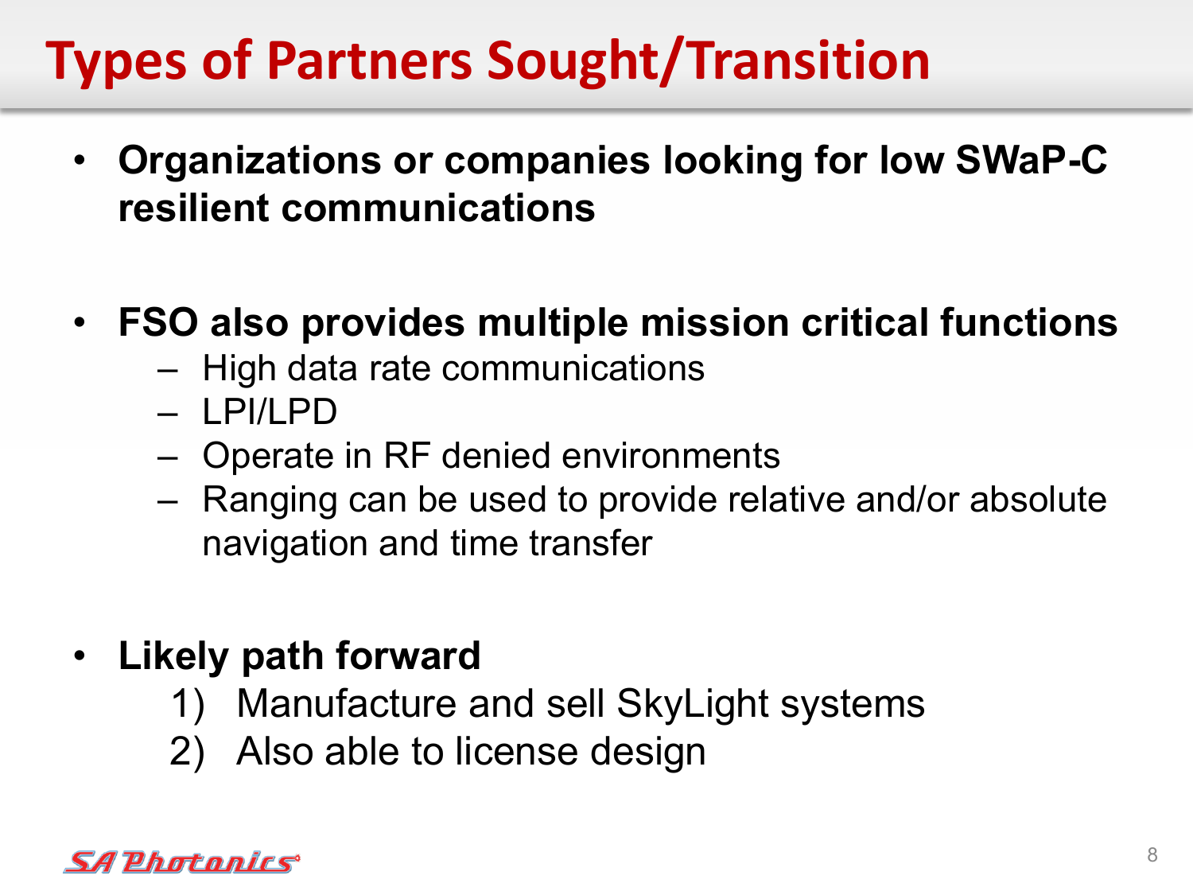# Types of Partners Sought/Transition

- **Organizations or companies looking for low SWaP-C resilient communications**

- **FSO also provides multiple mission critical functions**
  - High data rate communications
  - LPI/LPD
  - Operate in RF denied environments
  - Ranging can be used to provide relative and/or absolute navigation and time transfer

- **Likely path forward**
  1) Manufacture and sell SkyLight systems
  2) Also able to license design

SA Photonics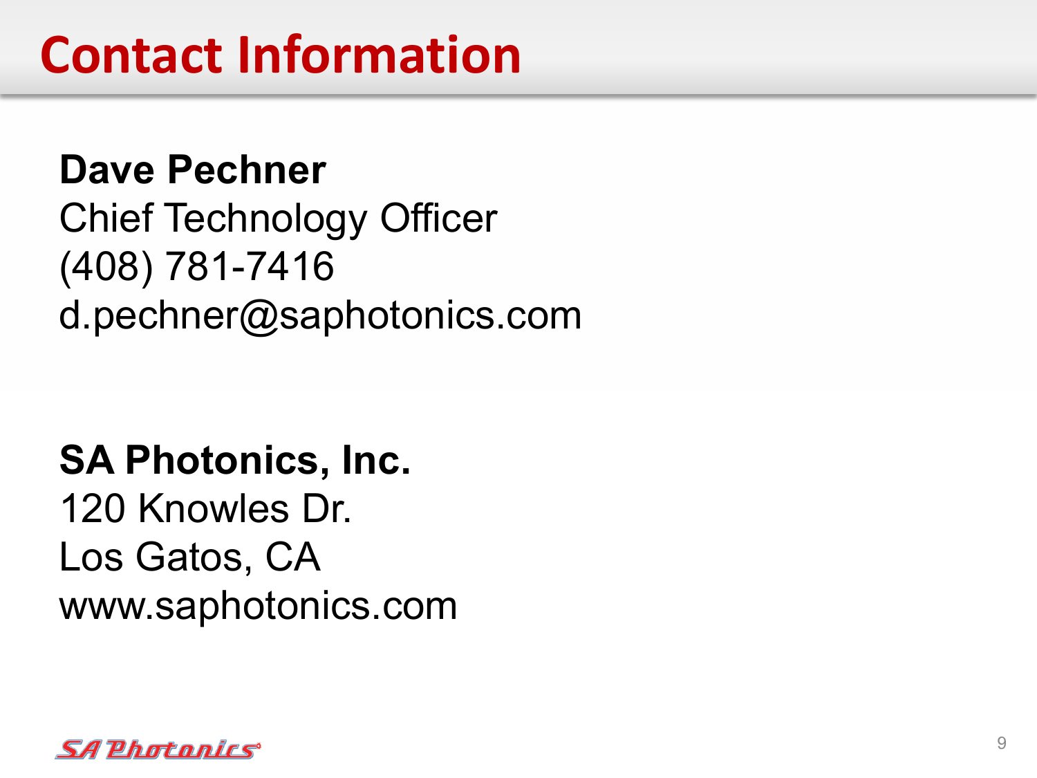# Contact Information

**Dave Pechner**
Chief Technology Officer
(408) 781-7416
d.pechner@saphotonics.com

**SA Photonics, Inc.**
120 Knowles Dr.
Los Gatos, CA
www.saphotonics.com